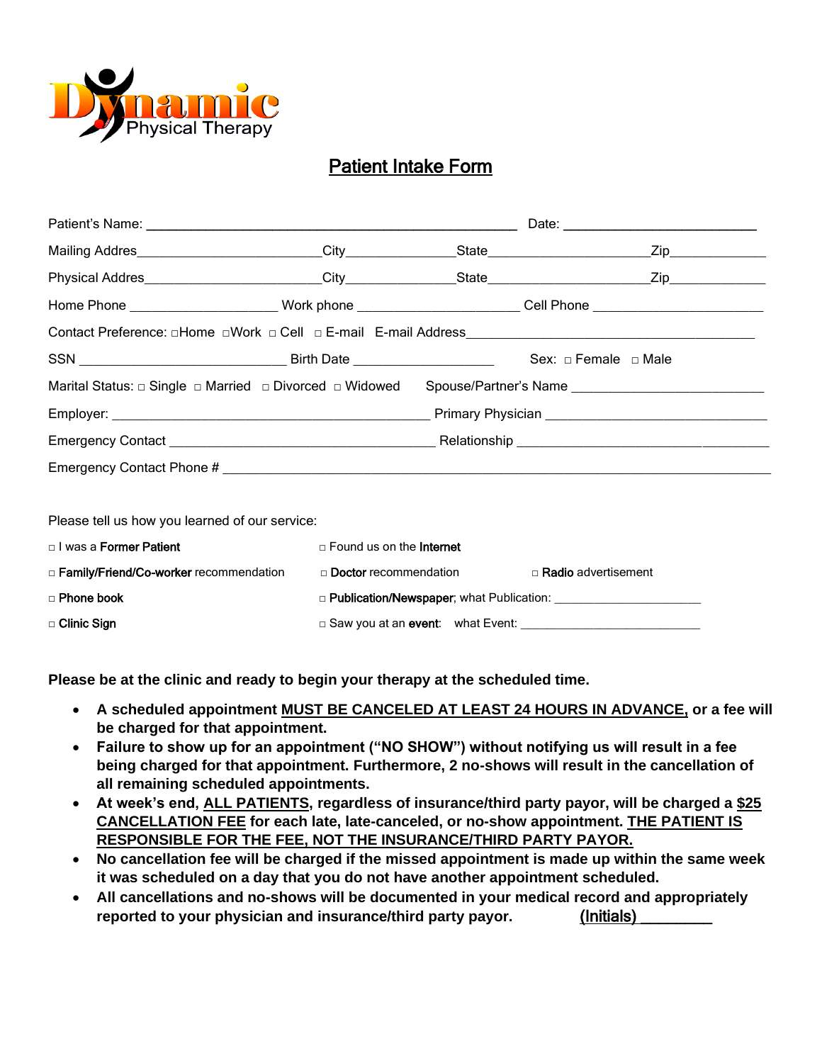Dynamic Physical Therapy

# Patient Intake Form

Patient's Name: ____________________________________________ Date: ______________________

Mailing Addres______________________ City______________ State____________________ Zip____________

Physical Addres______________________ City______________ State____________________ Zip____________

Home Phone __________________ Work phone ____________________ Cell Phone ______________________

Contact Preference: □Home □Work □ Cell □ E-mail E-mail Address____________________________________

SSN __________________________ Birth Date __________________ Sex: □ Female □ Male

Marital Status: □ Single □ Married □ Divorced □ Widowed Spouse/Partner's Name _______________________

Employer: ________________________________________ Primary Physician ____________________________

Emergency Contact __________________________________ Relationship ________________________________

Emergency Contact Phone # ______________________________________________________________________

Please tell us how you learned of our service:

□ I was a **Former Patient**

□ Found us on the **Internet**

□ **Family/Friend/Co-worker** recommendation

□ **Doctor** recommendation

□ **Radio** advertisement

□ **Phone book**

□ **Publication/Newspaper**; what Publication: ______________________

□ **Clinic Sign**

□ Saw you at an **event**: what Event: ___________________________

**Please be at the clinic and ready to begin your therapy at the scheduled time.**

- **A scheduled appointment MUST BE CANCELED AT LEAST 24 HOURS IN ADVANCE, or a fee will be charged for that appointment.**
- **Failure to show up for an appointment ("NO SHOW") without notifying us will result in a fee being charged for that appointment. Furthermore, 2 no-shows will result in the cancellation of all remaining scheduled appointments.**
- **At week's end, ALL PATIENTS, regardless of insurance/third party payor, will be charged a $25 CANCELLATION FEE for each late, late-canceled, or no-show appointment. THE PATIENT IS RESPONSIBLE FOR THE FEE, NOT THE INSURANCE/THIRD PARTY PAYOR.**
- **No cancellation fee will be charged if the missed appointment is made up within the same week it was scheduled on a day that you do not have another appointment scheduled.**
- **All cancellations and no-shows will be documented in your medical record and appropriately reported to your physician and insurance/third party payor.** (Initials) ________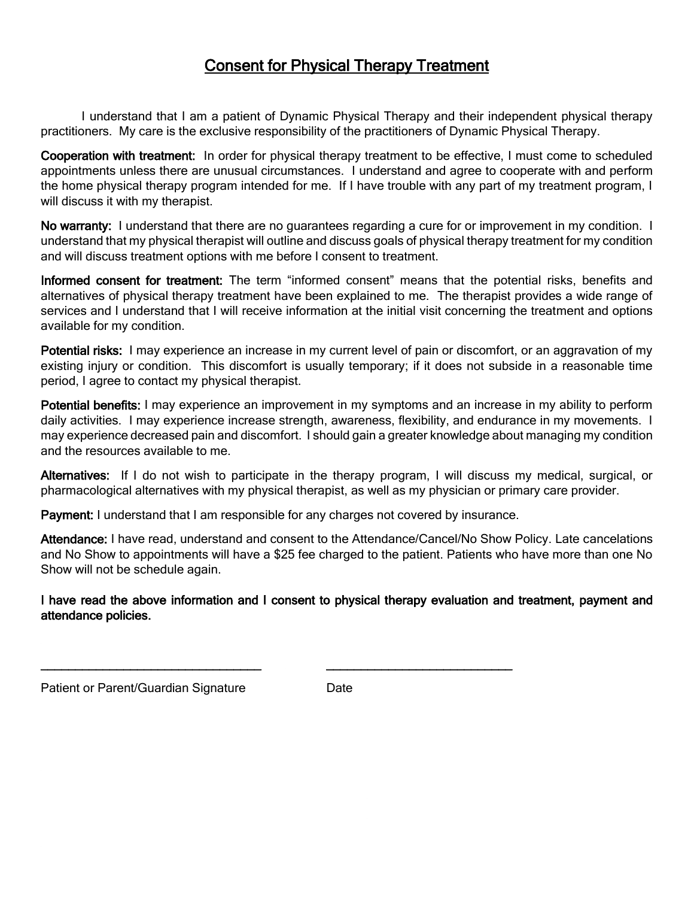# Consent for Physical Therapy Treatment

I understand that I am a patient of Dynamic Physical Therapy and their independent physical therapy practitioners. My care is the exclusive responsibility of the practitioners of Dynamic Physical Therapy.

**Cooperation with treatment:** In order for physical therapy treatment to be effective, I must come to scheduled appointments unless there are unusual circumstances. I understand and agree to cooperate with and perform the home physical therapy program intended for me. If I have trouble with any part of my treatment program, I will discuss it with my therapist.

**No warranty:** I understand that there are no guarantees regarding a cure for or improvement in my condition. I understand that my physical therapist will outline and discuss goals of physical therapy treatment for my condition and will discuss treatment options with me before I consent to treatment.

**Informed consent for treatment:** The term "informed consent" means that the potential risks, benefits and alternatives of physical therapy treatment have been explained to me. The therapist provides a wide range of services and I understand that I will receive information at the initial visit concerning the treatment and options available for my condition.

**Potential risks:** I may experience an increase in my current level of pain or discomfort, or an aggravation of my existing injury or condition. This discomfort is usually temporary; if it does not subside in a reasonable time period, I agree to contact my physical therapist.

**Potential benefits:** I may experience an improvement in my symptoms and an increase in my ability to perform daily activities. I may experience increase strength, awareness, flexibility, and endurance in my movements. I may experience decreased pain and discomfort. I should gain a greater knowledge about managing my condition and the resources available to me.

**Alternatives:** If I do not wish to participate in the therapy program, I will discuss my medical, surgical, or pharmacological alternatives with my physical therapist, as well as my physician or primary care provider.

**Payment:** I understand that I am responsible for any charges not covered by insurance.

**Attendance:** I have read, understand and consent to the Attendance/Cancel/No Show Policy. Late cancelations and No Show to appointments will have a $25 fee charged to the patient. Patients who have more than one No Show will not be schedule again.

**I have read the above information and I consent to physical therapy evaluation and treatment, payment and attendance policies.**

\_\_\_\_\_\_\_\_\_\_\_\_\_\_\_\_\_\_\_\_\_\_\_\_\_\_\_\_\_\_\_\_\_\_ \_\_\_\_\_\_\_\_\_\_\_\_\_\_\_\_\_\_\_\_\_\_\_\_\_\_\_\_

Patient or Parent/Guardian Signature Date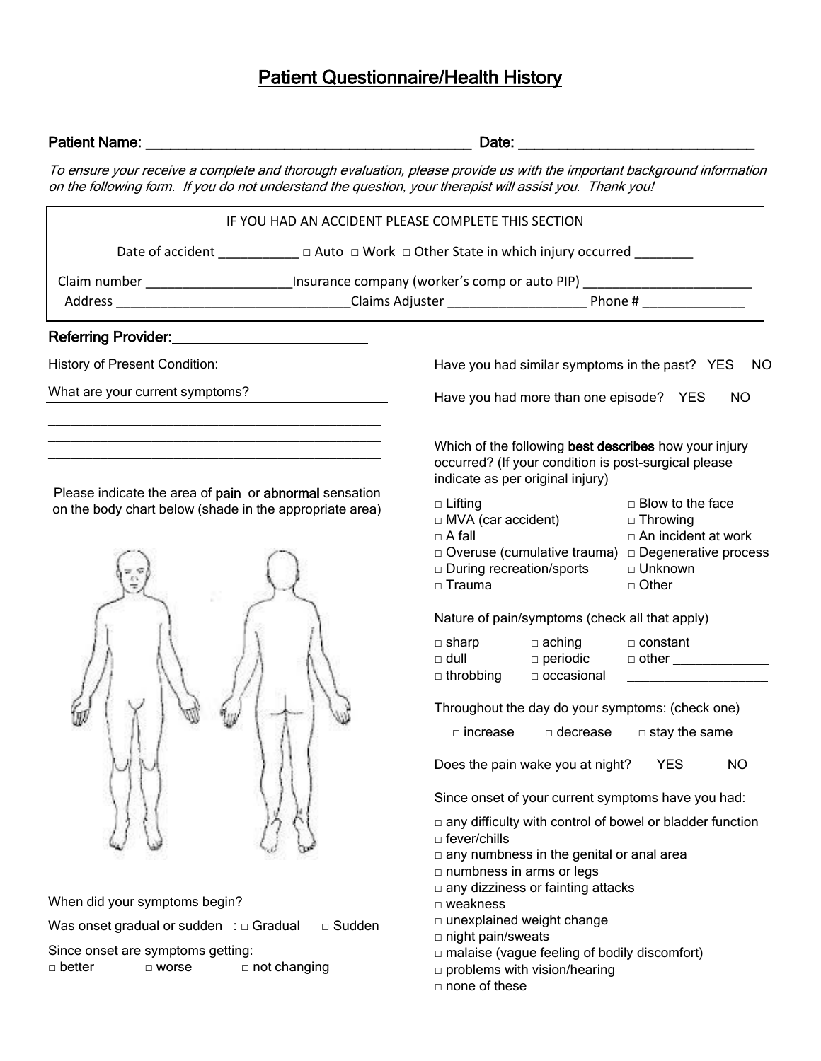# Patient Questionnaire/Health History

**Patient Name:** ____________________________________________ **Date:** ______________________________

*To ensure your receive a complete and thorough evaluation, please provide us with the important background information on the following form. If you do not understand the question, your therapist will assist you. Thank you!*

IF YOU HAD AN ACCIDENT PLEASE COMPLETE THIS SECTION

Date of accident ___________ □ Auto □ Work □ Other State in which injury occurred ________

Claim number ____________________ Insurance company (worker's comp or auto PIP) ________________________

Address _________________________________ Claims Adjuster ___________________ Phone # ______________

**Referring Provider:**_________________________

History of Present Condition:

What are your current symptoms? ___________________________

_______________________________________________

_______________________________________________

_______________________________________________

_______________________________________________

Please indicate the area of **pain** or **abnormal** sensation on the body chart below (shade in the appropriate area)

When did your symptoms begin? ___________________

Was onset gradual or sudden : □ Gradual □ Sudden

Since onset are symptoms getting:
□ better □ worse □ not changing

Have you had similar symptoms in the past? YES NO

Have you had more than one episode? YES NO

Which of the following **best describes** how your injury occurred? (If your condition is post-surgical please indicate as per original injury)

- □ Lifting
- □ MVA (car accident)
- □ A fall
- □ Overuse (cumulative trauma)
- □ During recreation/sports
- □ Trauma
- □ Blow to the face
- □ Throwing
- □ An incident at work
- □ Degenerative process
- □ Unknown
- □ Other

Nature of pain/symptoms (check all that apply)

- □ sharp
- □ dull
- □ throbbing
- □ aching
- □ periodic
- □ occasional
- □ constant
- □ other _____________

____________________

Throughout the day do your symptoms: (check one)

□ increase □ decrease □ stay the same

Does the pain wake you at night? YES NO

Since onset of your current symptoms have you had:

- □ any difficulty with control of bowel or bladder function
- □ fever/chills
- □ any numbness in the genital or anal area
- □ numbness in arms or legs
- □ any dizziness or fainting attacks
- □ weakness
- □ unexplained weight change
- □ night pain/sweats
- □ malaise (vague feeling of bodily discomfort)
- □ problems with vision/hearing
- □ none of these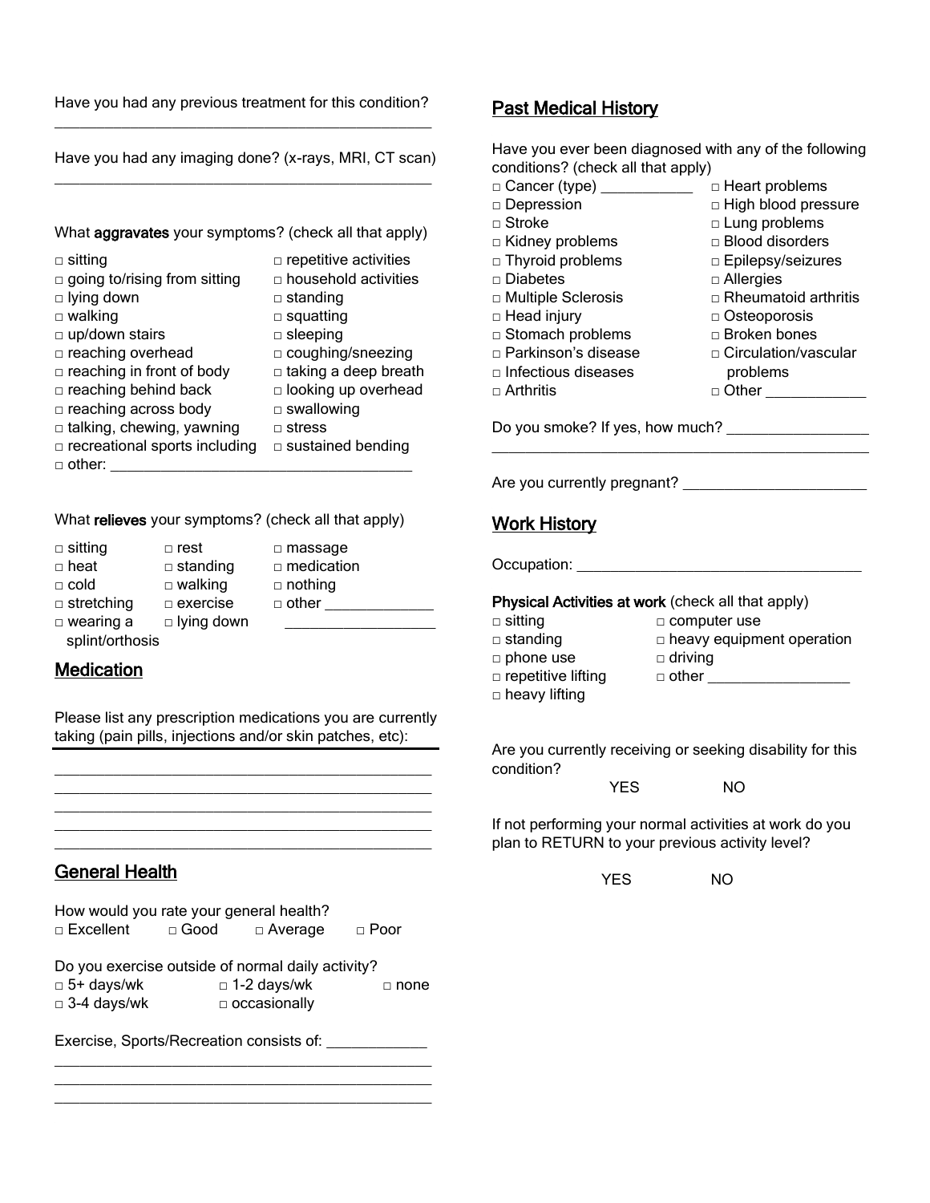Have you had any previous treatment for this condition? \_\_\_\_\_\_\_\_\_\_\_\_\_\_\_\_\_\_\_\_\_\_\_\_\_\_\_\_\_\_\_\_\_\_\_\_\_\_\_\_\_\_\_\_

Have you had any imaging done? (x-rays, MRI, CT scan) \_\_\_\_\_\_\_\_\_\_\_\_\_\_\_\_\_\_\_\_\_\_\_\_\_\_\_\_\_\_\_\_\_\_\_\_\_\_\_\_\_\_\_\_

What **aggravates** your symptoms? (check all that apply)

- □ sitting
- □ going to/rising from sitting
- □ lying down
- □ walking
- □ up/down stairs
- □ reaching overhead
- □ reaching in front of body
- □ reaching behind back
- □ reaching across body
- □ talking, chewing, yawning
- □ recreational sports including
- □ repetitive activities
- □ household activities
- □ standing
- □ squatting
- □ sleeping
- □ coughing/sneezing
- □ taking a deep breath
- □ looking up overhead
- □ swallowing
- □ stress
- □ sustained bending
- □ other: \_\_\_\_\_\_\_\_\_\_\_\_\_\_\_\_\_\_\_\_\_\_\_\_\_\_\_\_\_\_\_\_\_\_

What **relieves** your symptoms? (check all that apply)

- □ sitting
- □ heat
- □ cold
- □ stretching
- □ wearing a splint/orthosis
- □ rest
- □ standing
- □ walking
- □ exercise
- □ lying down
- □ massage
- □ medication
- □ nothing
- □ other \_\_\_\_\_\_\_\_\_\_\_\_\_\_\_\_\_\_\_\_\_\_\_\_\_\_\_\_\_\_

## Medication

Please list any prescription medications you are currently taking (pain pills, injections and/or skin patches, etc):

\_\_\_\_\_\_\_\_\_\_\_\_\_\_\_\_\_\_\_\_\_\_\_\_\_\_\_\_\_\_\_\_\_\_\_\_\_\_\_\_\_\_\_\_
\_\_\_\_\_\_\_\_\_\_\_\_\_\_\_\_\_\_\_\_\_\_\_\_\_\_\_\_\_\_\_\_\_\_\_\_\_\_\_\_\_\_\_\_
\_\_\_\_\_\_\_\_\_\_\_\_\_\_\_\_\_\_\_\_\_\_\_\_\_\_\_\_\_\_\_\_\_\_\_\_\_\_\_\_\_\_\_\_
\_\_\_\_\_\_\_\_\_\_\_\_\_\_\_\_\_\_\_\_\_\_\_\_\_\_\_\_\_\_\_\_\_\_\_\_\_\_\_\_\_\_\_\_
\_\_\_\_\_\_\_\_\_\_\_\_\_\_\_\_\_\_\_\_\_\_\_\_\_\_\_\_\_\_\_\_\_\_\_\_\_\_\_\_\_\_\_\_

## General Health

How would you rate your general health?
□ Excellent □ Good □ Average □ Poor

Do you exercise outside of normal daily activity?
□ 5+ days/wk □ 1-2 days/wk □ none
□ 3-4 days/wk □ occasionally

Exercise, Sports/Recreation consists of: \_\_\_\_\_\_\_\_\_\_\_\_
\_\_\_\_\_\_\_\_\_\_\_\_\_\_\_\_\_\_\_\_\_\_\_\_\_\_\_\_\_\_\_\_\_\_\_\_\_\_\_\_\_\_\_\_
\_\_\_\_\_\_\_\_\_\_\_\_\_\_\_\_\_\_\_\_\_\_\_\_\_\_\_\_\_\_\_\_\_\_\_\_\_\_\_\_\_\_\_\_
\_\_\_\_\_\_\_\_\_\_\_\_\_\_\_\_\_\_\_\_\_\_\_\_\_\_\_\_\_\_\_\_\_\_\_\_\_\_\_\_\_\_\_\_

## Past Medical History

Have you ever been diagnosed with any of the following conditions? (check all that apply)

- □ Cancer (type) \_\_\_\_\_\_\_\_\_\_\_
- □ Depression
- □ Stroke
- □ Kidney problems
- □ Thyroid problems
- □ Diabetes
- □ Multiple Sclerosis
- □ Head injury
- □ Stomach problems
- □ Parkinson's disease
- □ Infectious diseases
- □ Arthritis
- □ Heart problems
- □ High blood pressure
- □ Lung problems
- □ Blood disorders
- □ Epilepsy/seizures
- □ Allergies
- □ Rheumatoid arthritis
- □ Osteoporosis
- □ Broken bones
- □ Circulation/vascular problems
- □ Other \_\_\_\_\_\_\_\_\_\_\_\_

Do you smoke? If yes, how much? \_\_\_\_\_\_\_\_\_\_\_\_\_\_\_\_\_
\_\_\_\_\_\_\_\_\_\_\_\_\_\_\_\_\_\_\_\_\_\_\_\_\_\_\_\_\_\_\_\_\_\_\_\_\_\_\_\_\_\_\_\_

Are you currently pregnant? \_\_\_\_\_\_\_\_\_\_\_\_\_\_\_\_\_\_\_\_\_\_

## Work History

Occupation: \_\_\_\_\_\_\_\_\_\_\_\_\_\_\_\_\_\_\_\_\_\_\_\_\_\_\_\_\_\_\_\_\_\_

**Physical Activities at work** (check all that apply)

- □ sitting
- □ standing
- □ phone use
- □ repetitive lifting
- □ heavy lifting
- □ computer use
- □ heavy equipment operation
- □ driving
- □ other \_\_\_\_\_\_\_\_\_\_\_\_\_\_\_\_\_

Are you currently receiving or seeking disability for this condition?

YES NO

If not performing your normal activities at work do you plan to RETURN to your previous activity level?

YES NO